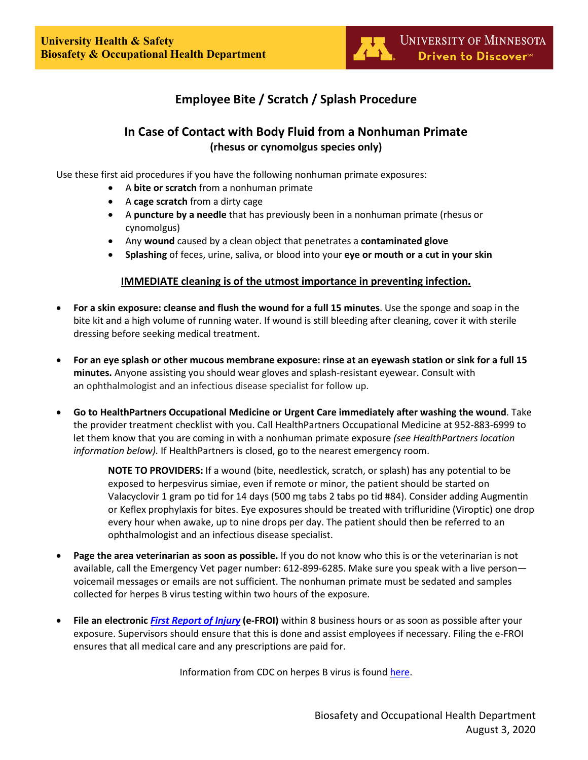**University Health & Safety**
**Biosafety & Occupational Health Department**

University of Minnesota
Driven to Discover

# Employee Bite / Scratch / Splash Procedure

## In Case of Contact with Body Fluid from a Nonhuman Primate

**(rhesus or cynomolgus species only)**

Use these first aid procedures if you have the following nonhuman primate exposures:

- A **bite or scratch** from a nonhuman primate
- A **cage scratch** from a dirty cage
- A **puncture by a needle** that has previously been in a nonhuman primate (rhesus or cynomolgus)
- Any **wound** caused by a clean object that penetrates a **contaminated glove**
- **Splashing** of feces, urine, saliva, or blood into your **eye or mouth or a cut in your skin**

**IMMEDIATE cleaning is of the utmost importance in preventing infection.**

- **For a skin exposure: cleanse and flush the wound for a full 15 minutes**. Use the sponge and soap in the bite kit and a high volume of running water. If wound is still bleeding after cleaning, cover it with sterile dressing before seeking medical treatment.

- **For an eye splash or other mucous membrane exposure: rinse at an eyewash station or sink for a full 15 minutes.** Anyone assisting you should wear gloves and splash-resistant eyewear. Consult with an ophthalmologist and an infectious disease specialist for follow up.

- **Go to HealthPartners Occupational Medicine or Urgent Care immediately after washing the wound**. Take the provider treatment checklist with you. Call HealthPartners Occupational Medicine at 952-883-6999 to let them know that you are coming in with a nonhuman primate exposure *(see HealthPartners location information below).* If HealthPartners is closed, go to the nearest emergency room.

  **NOTE TO PROVIDERS:** If a wound (bite, needlestick, scratch, or splash) has any potential to be exposed to herpesvirus simiae, even if remote or minor, the patient should be started on Valacyclovir 1 gram po tid for 14 days (500 mg tabs 2 tabs po tid #84). Consider adding Augmentin or Keflex prophylaxis for bites. Eye exposures should be treated with trifluridine (Viroptic) one drop every hour when awake, up to nine drops per day. The patient should then be referred to an ophthalmologist and an infectious disease specialist.

- **Page the area veterinarian as soon as possible.** If you do not know who this is or the veterinarian is not available, call the Emergency Vet pager number: 612-899-6285. Make sure you speak with a live person—voicemail messages or emails are not sufficient. The nonhuman primate must be sedated and samples collected for herpes B virus testing within two hours of the exposure.

- **File an electronic *First Report of Injury* (e-FROI)** within 8 business hours or as soon as possible after your exposure. Supervisors should ensure that this is done and assist employees if necessary. Filing the e-FROI ensures that all medical care and any prescriptions are paid for.

Information from CDC on herpes B virus is found here.

Biosafety and Occupational Health Department
August 3, 2020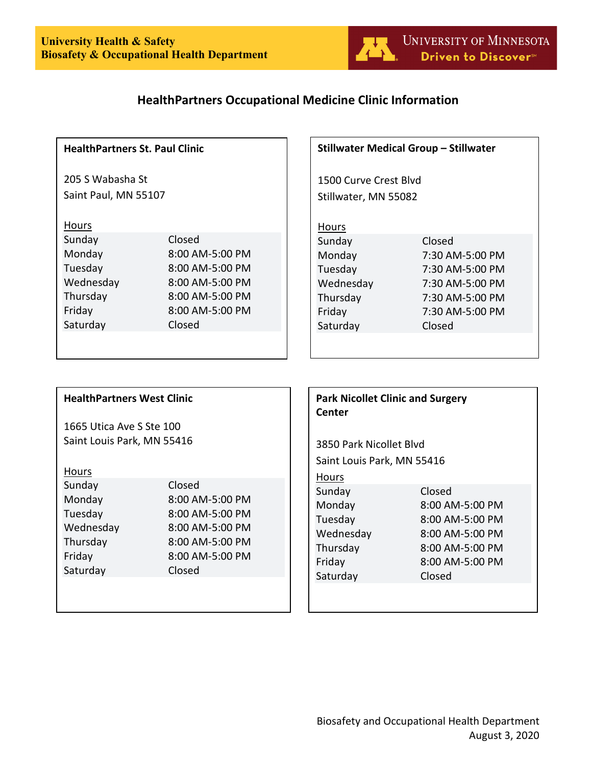University Health & Safety
Biosafety & Occupational Health Department

University of Minnesota
Driven to Discover℠

## HealthPartners Occupational Medicine Clinic Information

### HealthPartners St. Paul Clinic

205 S Wabasha St
Saint Paul, MN 55107

Hours

| | |
|---|---|
| Sunday | Closed |
| Monday | 8:00 AM-5:00 PM |
| Tuesday | 8:00 AM-5:00 PM |
| Wednesday | 8:00 AM-5:00 PM |
| Thursday | 8:00 AM-5:00 PM |
| Friday | 8:00 AM-5:00 PM |
| Saturday | Closed |

### Stillwater Medical Group – Stillwater

1500 Curve Crest Blvd
Stillwater, MN 55082

Hours

| | |
|---|---|
| Sunday | Closed |
| Monday | 7:30 AM-5:00 PM |
| Tuesday | 7:30 AM-5:00 PM |
| Wednesday | 7:30 AM-5:00 PM |
| Thursday | 7:30 AM-5:00 PM |
| Friday | 7:30 AM-5:00 PM |
| Saturday | Closed |

### HealthPartners West Clinic

1665 Utica Ave S Ste 100
Saint Louis Park, MN 55416

Hours

| | |
|---|---|
| Sunday | Closed |
| Monday | 8:00 AM-5:00 PM |
| Tuesday | 8:00 AM-5:00 PM |
| Wednesday | 8:00 AM-5:00 PM |
| Thursday | 8:00 AM-5:00 PM |
| Friday | 8:00 AM-5:00 PM |
| Saturday | Closed |

### Park Nicollet Clinic and Surgery Center

3850 Park Nicollet Blvd
Saint Louis Park, MN 55416

Hours

| | |
|---|---|
| Sunday | Closed |
| Monday | 8:00 AM-5:00 PM |
| Tuesday | 8:00 AM-5:00 PM |
| Wednesday | 8:00 AM-5:00 PM |
| Thursday | 8:00 AM-5:00 PM |
| Friday | 8:00 AM-5:00 PM |
| Saturday | Closed |

Biosafety and Occupational Health Department
August 3, 2020